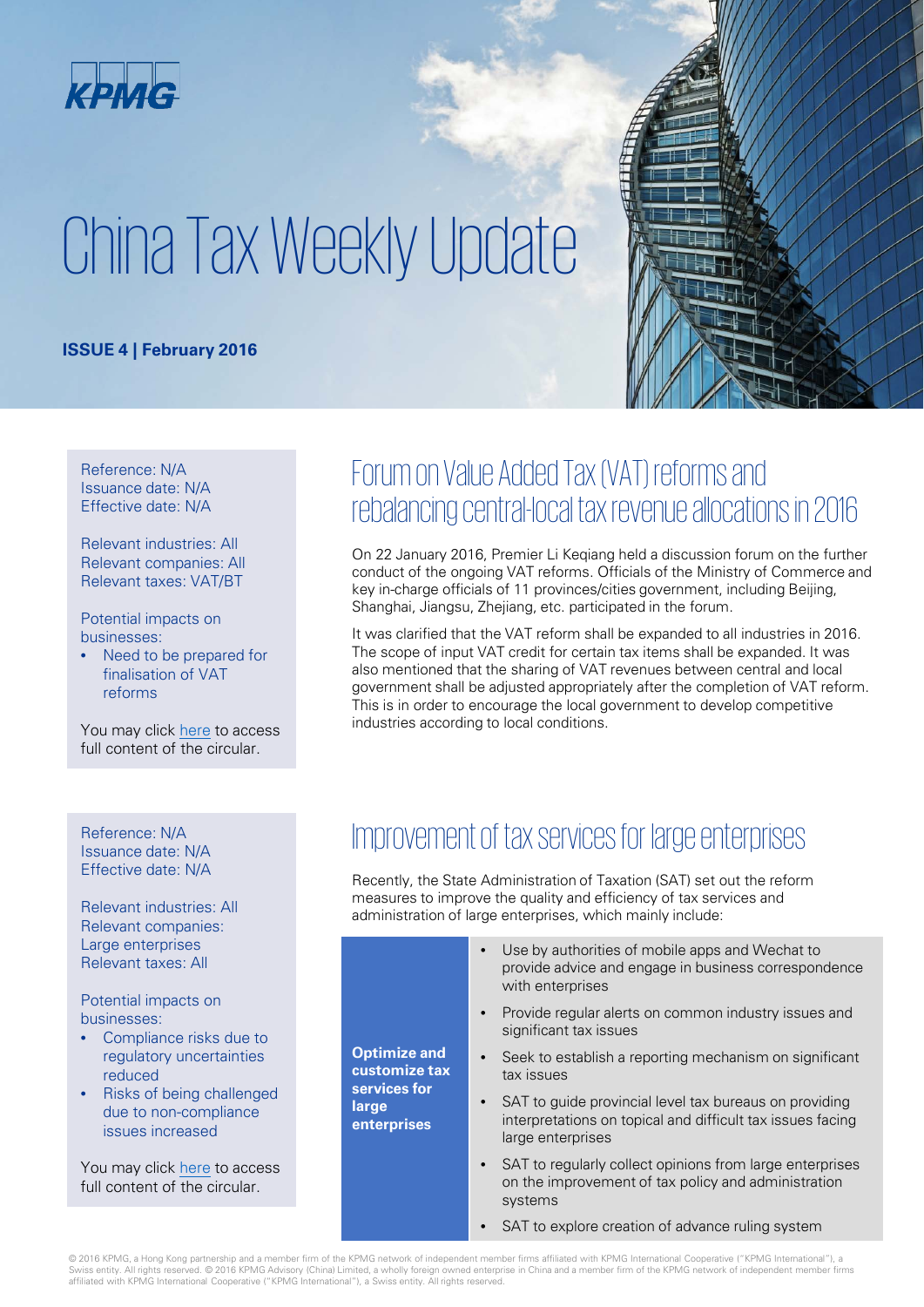KPMG

# China Tax Weekly Update

**ISSUE 4 | February 2016**

Reference: N/A
Issuance date: N/A
Effective date: N/A

Relevant industries: All
Relevant companies: All
Relevant taxes: VAT/BT

Potential impacts on businesses:

- Need to be prepared for finalisation of VAT reforms

You may click here to access full content of the circular.

## Forum on Value Added Tax (VAT) reforms and rebalancing central-local tax revenue allocations in 2016

On 22 January 2016, Premier Li Keqiang held a discussion forum on the further conduct of the ongoing VAT reforms. Officials of the Ministry of Commerce and key in-charge officials of 11 provinces/cities government, including Beijing, Shanghai, Jiangsu, Zhejiang, etc. participated in the forum.

It was clarified that the VAT reform shall be expanded to all industries in 2016. The scope of input VAT credit for certain tax items shall be expanded. It was also mentioned that the sharing of VAT revenues between central and local government shall be adjusted appropriately after the completion of VAT reform. This is in order to encourage the local government to develop competitive industries according to local conditions.

Reference: N/A
Issuance date: N/A
Effective date: N/A

Relevant industries: All
Relevant companies: Large enterprises
Relevant taxes: All

Potential impacts on businesses:

- Compliance risks due to regulatory uncertainties reduced
- Risks of being challenged due to non-compliance issues increased

You may click here to access full content of the circular.

## Improvement of tax services for large enterprises

Recently, the State Administration of Taxation (SAT) set out the reform measures to improve the quality and efficiency of tax services and administration of large enterprises, which mainly include:

| Optimize and customize tax services for large enterprises | • Use by authorities of mobile apps and Wechat to provide advice and engage in business correspondence with enterprises<br>• Provide regular alerts on common industry issues and significant tax issues<br>• Seek to establish a reporting mechanism on significant tax issues<br>• SAT to guide provincial level tax bureaus on providing interpretations on topical and difficult tax issues facing large enterprises<br>• SAT to regularly collect opinions from large enterprises on the improvement of tax policy and administration systems<br>• SAT to explore creation of advance ruling system |
|---|---|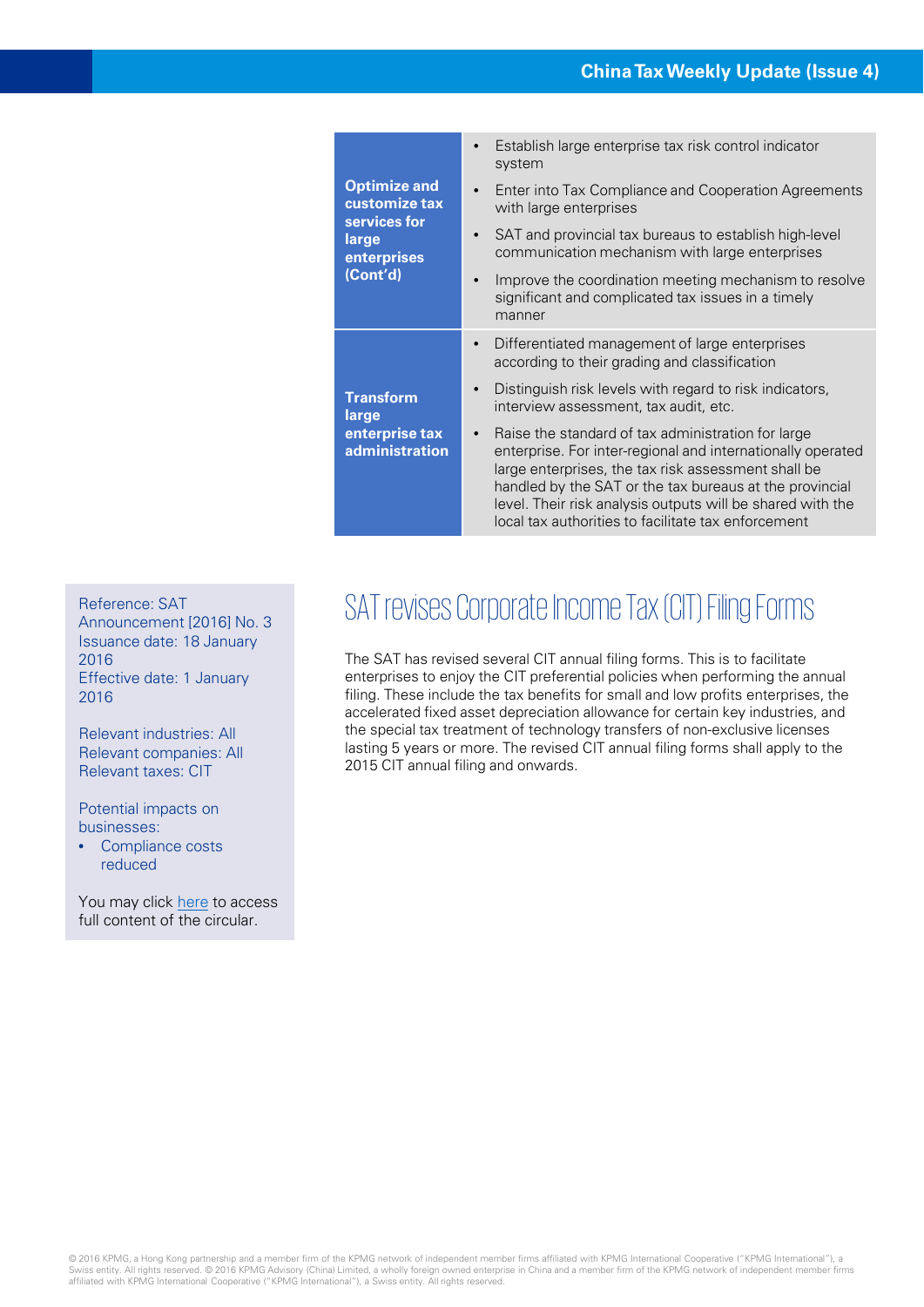| | |
|---|---|
| **Optimize and customize tax services for large enterprises (Cont'd)** | • Establish large enterprise tax risk control indicator system<br>• Enter into Tax Compliance and Cooperation Agreements with large enterprises<br>• SAT and provincial tax bureaus to establish high-level communication mechanism with large enterprises<br>• Improve the coordination meeting mechanism to resolve significant and complicated tax issues in a timely manner |
| **Transform large enterprise tax administration** | • Differentiated management of large enterprises according to their grading and classification<br>• Distinguish risk levels with regard to risk indicators, interview assessment, tax audit, etc.<br>• Raise the standard of tax administration for large enterprise. For inter-regional and internationally operated large enterprises, the tax risk assessment shall be handled by the SAT or the tax bureaus at the provincial level. Their risk analysis outputs will be shared with the local tax authorities to facilitate tax enforcement |

## SAT revises Corporate Income Tax (CIT) Filing Forms

Reference: SAT Announcement [2016] No. 3
Issuance date: 18 January 2016
Effective date: 1 January 2016

Relevant industries: All
Relevant companies: All
Relevant taxes: CIT

Potential impacts on businesses:

- Compliance costs reduced

You may click here to access full content of the circular.

The SAT has revised several CIT annual filing forms. This is to facilitate enterprises to enjoy the CIT preferential policies when performing the annual filing. These include the tax benefits for small and low profits enterprises, the accelerated fixed asset depreciation allowance for certain key industries, and the special tax treatment of technology transfers of non-exclusive licenses lasting 5 years or more. The revised CIT annual filing forms shall apply to the 2015 CIT annual filing and onwards.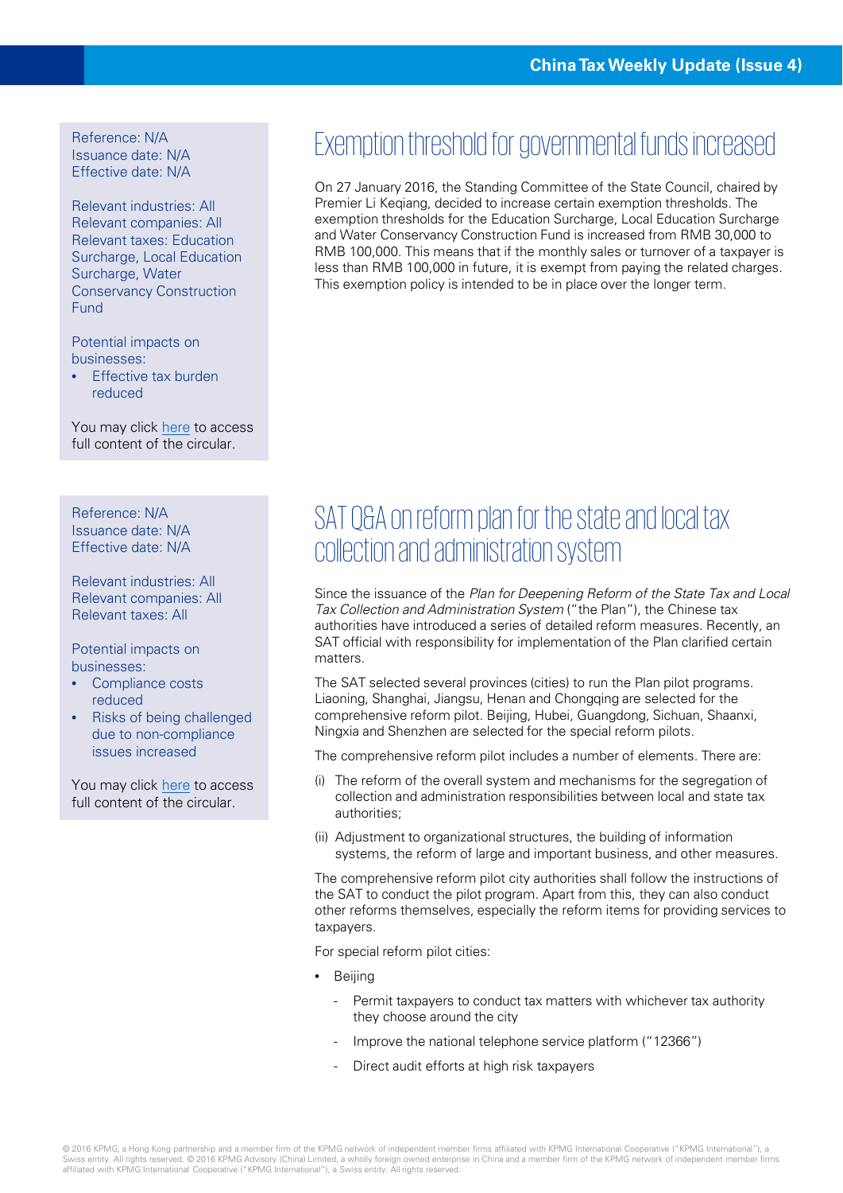Reference: N/A
Issuance date: N/A
Effective date: N/A

Relevant industries: All
Relevant companies: All
Relevant taxes: Education Surcharge, Local Education Surcharge, Water Conservancy Construction Fund

Potential impacts on businesses:

- Effective tax burden reduced

You may click here to access full content of the circular.

## Exemption threshold for governmental funds increased

On 27 January 2016, the Standing Committee of the State Council, chaired by Premier Li Keqiang, decided to increase certain exemption thresholds. The exemption thresholds for the Education Surcharge, Local Education Surcharge and Water Conservancy Construction Fund is increased from RMB 30,000 to RMB 100,000. This means that if the monthly sales or turnover of a taxpayer is less than RMB 100,000 in future, it is exempt from paying the related charges. This exemption policy is intended to be in place over the longer term.

Reference: N/A
Issuance date: N/A
Effective date: N/A

Relevant industries: All
Relevant companies: All
Relevant taxes: All

Potential impacts on businesses:

- Compliance costs reduced
- Risks of being challenged due to non-compliance issues increased

You may click here to access full content of the circular.

## SAT Q&A on reform plan for the state and local tax collection and administration system

Since the issuance of the *Plan for Deepening Reform of the State Tax and Local Tax Collection and Administration System* ("the Plan"), the Chinese tax authorities have introduced a series of detailed reform measures. Recently, an SAT official with responsibility for implementation of the Plan clarified certain matters.

The SAT selected several provinces (cities) to run the Plan pilot programs. Liaoning, Shanghai, Jiangsu, Henan and Chongqing are selected for the comprehensive reform pilot. Beijing, Hubei, Guangdong, Sichuan, Shaanxi, Ningxia and Shenzhen are selected for the special reform pilots.

The comprehensive reform pilot includes a number of elements. There are:

(i) The reform of the overall system and mechanisms for the segregation of collection and administration responsibilities between local and state tax authorities;

(ii) Adjustment to organizational structures, the building of information systems, the reform of large and important business, and other measures.

The comprehensive reform pilot city authorities shall follow the instructions of the SAT to conduct the pilot program. Apart from this, they can also conduct other reforms themselves, especially the reform items for providing services to taxpayers.

For special reform pilot cities:

- Beijing
  - Permit taxpayers to conduct tax matters with whichever tax authority they choose around the city
  - Improve the national telephone service platform ("12366")
  - Direct audit efforts at high risk taxpayers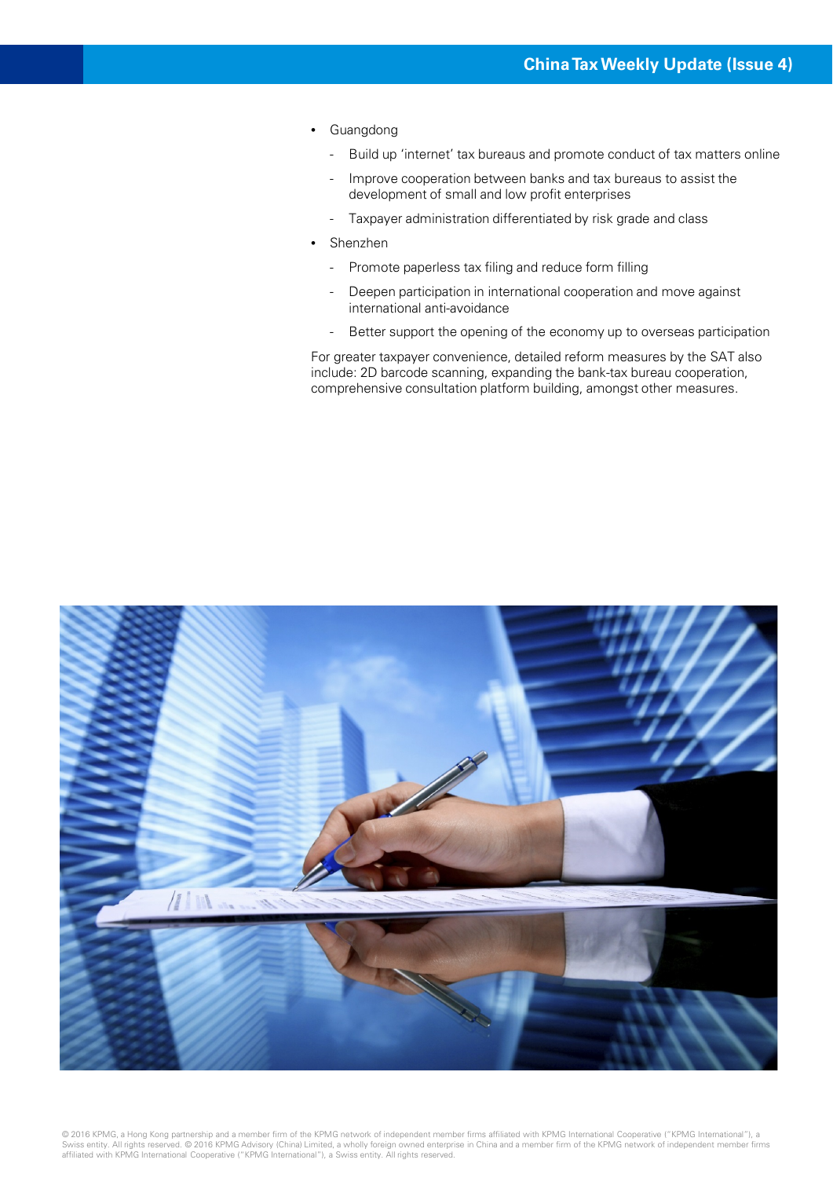- Guangdong
  - Build up 'internet' tax bureaus and promote conduct of tax matters online
  - Improve cooperation between banks and tax bureaus to assist the development of small and low profit enterprises
  - Taxpayer administration differentiated by risk grade and class
- Shenzhen
  - Promote paperless tax filing and reduce form filling
  - Deepen participation in international cooperation and move against international anti-avoidance
  - Better support the opening of the economy up to overseas participation

For greater taxpayer convenience, detailed reform measures by the SAT also include: 2D barcode scanning, expanding the bank-tax bureau cooperation, comprehensive consultation platform building, amongst other measures.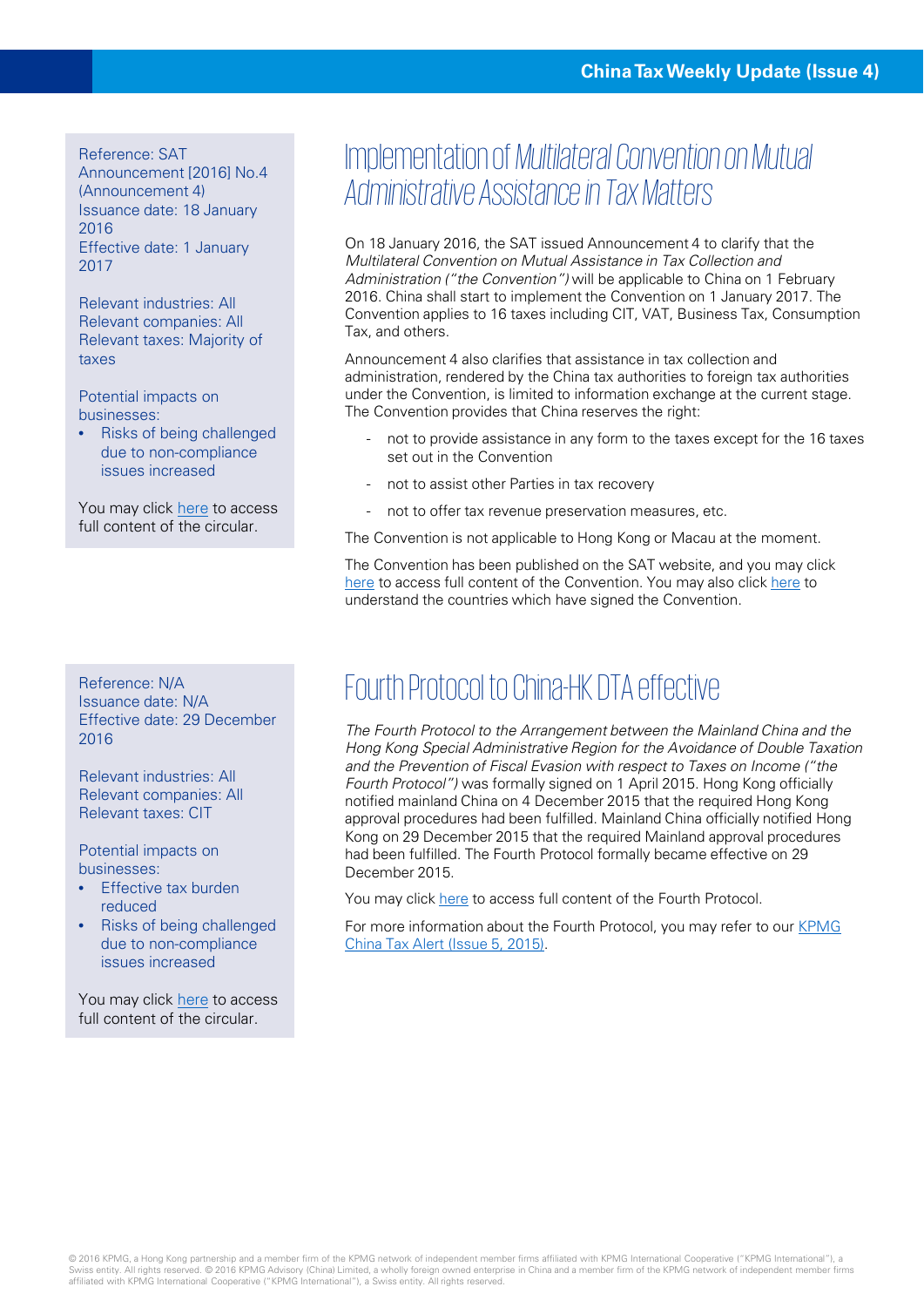Reference: SAT Announcement [2016] No.4 (Announcement 4)
Issuance date: 18 January 2016
Effective date: 1 January 2017

Relevant industries: All
Relevant companies: All
Relevant taxes: Majority of taxes

Potential impacts on businesses:

- Risks of being challenged due to non-compliance issues increased

You may click here to access full content of the circular.

# Implementation of *Multilateral Convention on Mutual Administrative Assistance in Tax Matters*

On 18 January 2016, the SAT issued Announcement 4 to clarify that the *Multilateral Convention on Mutual Assistance in Tax Collection and Administration ("the Convention")* will be applicable to China on 1 February 2016. China shall start to implement the Convention on 1 January 2017. The Convention applies to 16 taxes including CIT, VAT, Business Tax, Consumption Tax, and others.

Announcement 4 also clarifies that assistance in tax collection and administration, rendered by the China tax authorities to foreign tax authorities under the Convention, is limited to information exchange at the current stage. The Convention provides that China reserves the right:

- not to provide assistance in any form to the taxes except for the 16 taxes set out in the Convention
- not to assist other Parties in tax recovery
- not to offer tax revenue preservation measures, etc.

The Convention is not applicable to Hong Kong or Macau at the moment.

The Convention has been published on the SAT website, and you may click here to access full content of the Convention. You may also click here to understand the countries which have signed the Convention.

Reference: N/A
Issuance date: N/A
Effective date: 29 December 2016

Relevant industries: All
Relevant companies: All
Relevant taxes: CIT

Potential impacts on businesses:

- Effective tax burden reduced
- Risks of being challenged due to non-compliance issues increased

You may click here to access full content of the circular.

# Fourth Protocol to China-HK DTA effective

*The Fourth Protocol to the Arrangement between the Mainland China and the Hong Kong Special Administrative Region for the Avoidance of Double Taxation and the Prevention of Fiscal Evasion with respect to Taxes on Income ("the Fourth Protocol")* was formally signed on 1 April 2015. Hong Kong officially notified mainland China on 4 December 2015 that the required Hong Kong approval procedures had been fulfilled. Mainland China officially notified Hong Kong on 29 December 2015 that the required Mainland approval procedures had been fulfilled. The Fourth Protocol formally became effective on 29 December 2015.

You may click here to access full content of the Fourth Protocol.

For more information about the Fourth Protocol, you may refer to our KPMG China Tax Alert (Issue 5, 2015).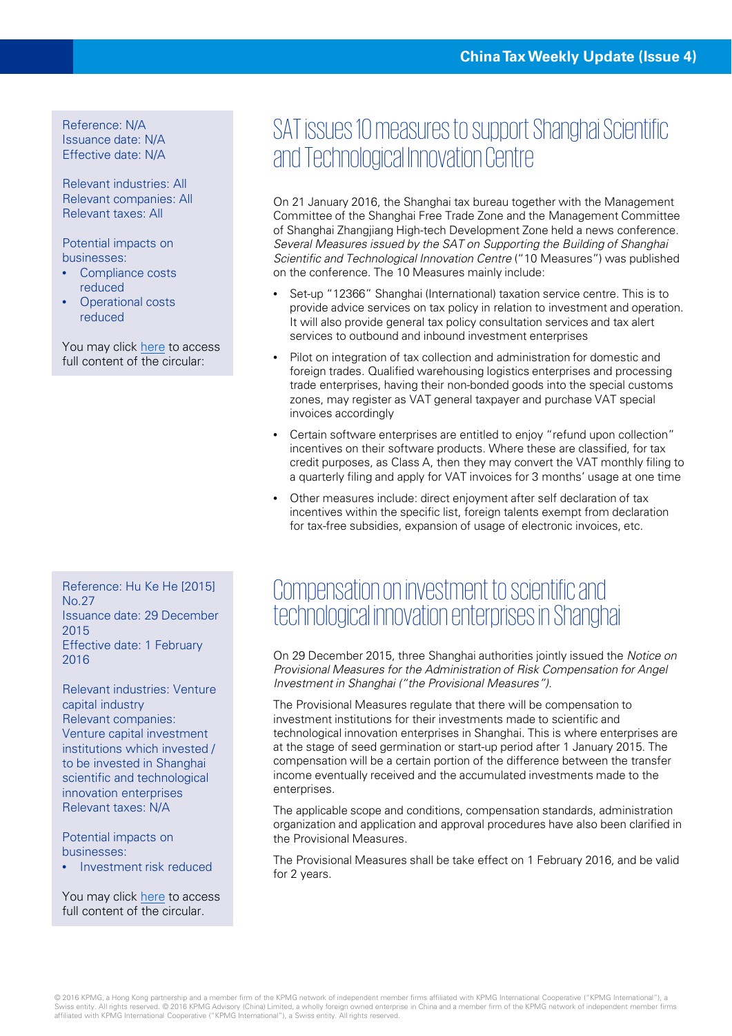Reference: N/A
Issuance date: N/A
Effective date: N/A

Relevant industries: All
Relevant companies: All
Relevant taxes: All

Potential impacts on businesses:

- Compliance costs reduced
- Operational costs reduced

You may click here to access full content of the circular:

## SAT issues 10 measures to support Shanghai Scientific and Technological Innovation Centre

On 21 January 2016, the Shanghai tax bureau together with the Management Committee of the Shanghai Free Trade Zone and the Management Committee of Shanghai Zhangjiang High-tech Development Zone held a news conference. *Several Measures issued by the SAT on Supporting the Building of Shanghai Scientific and Technological Innovation Centre* ("10 Measures") was published on the conference. The 10 Measures mainly include:

- Set-up "12366" Shanghai (International) taxation service centre. This is to provide advice services on tax policy in relation to investment and operation. It will also provide general tax policy consultation services and tax alert services to outbound and inbound investment enterprises
- Pilot on integration of tax collection and administration for domestic and foreign trades. Qualified warehousing logistics enterprises and processing trade enterprises, having their non-bonded goods into the special customs zones, may register as VAT general taxpayer and purchase VAT special invoices accordingly
- Certain software enterprises are entitled to enjoy "refund upon collection" incentives on their software products. Where these are classified, for tax credit purposes, as Class A, then they may convert the VAT monthly filing to a quarterly filing and apply for VAT invoices for 3 months' usage at one time
- Other measures include: direct enjoyment after self declaration of tax incentives within the specific list, foreign talents exempt from declaration for tax-free subsidies, expansion of usage of electronic invoices, etc.

Reference: Hu Ke He [2015] No.27
Issuance date: 29 December 2015
Effective date: 1 February 2016

Relevant industries: Venture capital industry
Relevant companies: Venture capital investment institutions which invested / to be invested in Shanghai scientific and technological innovation enterprises
Relevant taxes: N/A

Potential impacts on businesses:

- Investment risk reduced

You may click here to access full content of the circular.

## Compensation on investment to scientific and technological innovation enterprises in Shanghai

On 29 December 2015, three Shanghai authorities jointly issued the *Notice on Provisional Measures for the Administration of Risk Compensation for Angel Investment in Shanghai ("the Provisional Measures").*

The Provisional Measures regulate that there will be compensation to investment institutions for their investments made to scientific and technological innovation enterprises in Shanghai. This is where enterprises are at the stage of seed germination or start-up period after 1 January 2015. The compensation will be a certain portion of the difference between the transfer income eventually received and the accumulated investments made to the enterprises.

The applicable scope and conditions, compensation standards, administration organization and application and approval procedures have also been clarified in the Provisional Measures.

The Provisional Measures shall be take effect on 1 February 2016, and be valid for 2 years.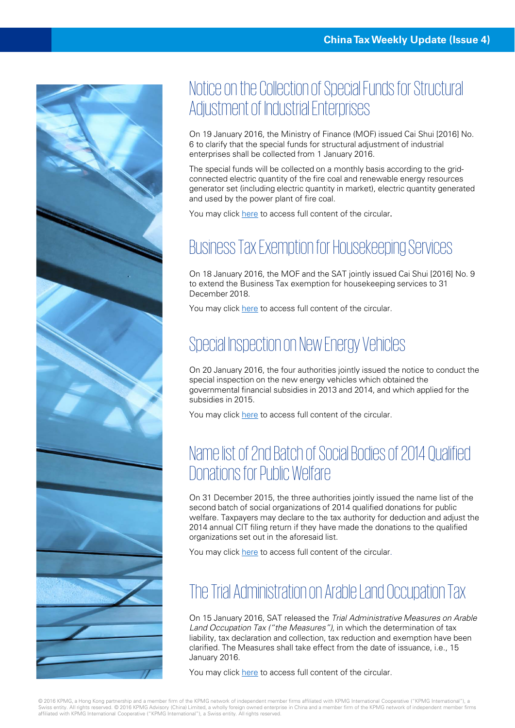## Notice on the Collection of Special Funds for Structural Adjustment of Industrial Enterprises

On 19 January 2016, the Ministry of Finance (MOF) issued Cai Shui [2016] No. 6 to clarify that the special funds for structural adjustment of industrial enterprises shall be collected from 1 January 2016.

The special funds will be collected on a monthly basis according to the grid-connected electric quantity of the fire coal and renewable energy resources generator set (including electric quantity in market), electric quantity generated and used by the power plant of fire coal.

You may click here to access full content of the circular.

## Business Tax Exemption for Housekeeping Services

On 18 January 2016, the MOF and the SAT jointly issued Cai Shui [2016] No. 9 to extend the Business Tax exemption for housekeeping services to 31 December 2018.

You may click here to access full content of the circular.

## Special Inspection on New Energy Vehicles

On 20 January 2016, the four authorities jointly issued the notice to conduct the special inspection on the new energy vehicles which obtained the governmental financial subsidies in 2013 and 2014, and which applied for the subsidies in 2015.

You may click here to access full content of the circular.

## Name list of 2nd Batch of Social Bodies of 2014 Qualified Donations for Public Welfare

On 31 December 2015, the three authorities jointly issued the name list of the second batch of social organizations of 2014 qualified donations for public welfare. Taxpayers may declare to the tax authority for deduction and adjust the 2014 annual CIT filing return if they have made the donations to the qualified organizations set out in the aforesaid list.

You may click here to access full content of the circular.

## The Trial Administration on Arable Land Occupation Tax

On 15 January 2016, SAT released the *Trial Administrative Measures on Arable Land Occupation Tax ("the Measures")*, in which the determination of tax liability, tax declaration and collection, tax reduction and exemption have been clarified. The Measures shall take effect from the date of issuance, i.e., 15 January 2016.

You may click here to access full content of the circular.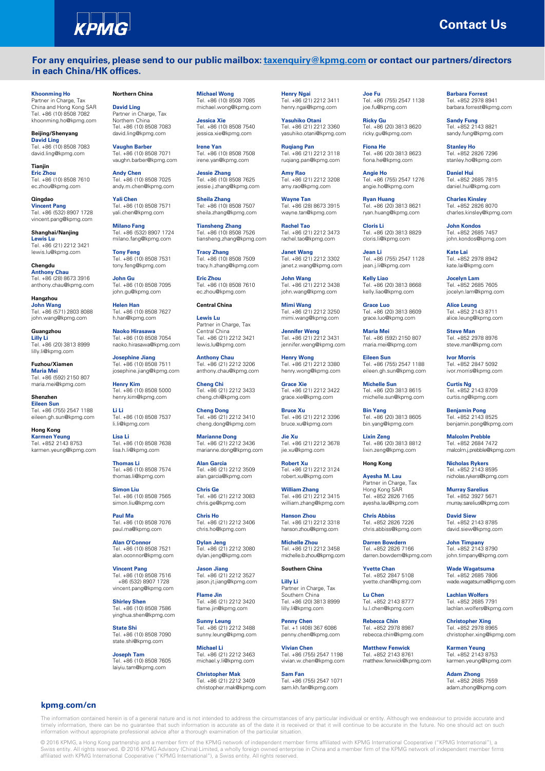# Contact Us

**For any enquiries, please send to our public mailbox: taxenquiry@kpmg.com or contact our partners/directors in each China/HK offices.**

**Khoonming Ho**
Partner in Charge, Tax
China and Hong Kong SAR
Tel. +86 (10) 8508 7082
khoonming.ho@kpmg.com

**Beijing/Shenyang**
**David Ling**
Tel. +86 (10) 8508 7083
david.ling@kpmg.com

**Tianjin**
**Eric Zhou**
Tel. +86 (10) 8508 7610
ec.zhou@kpmg.com

**Qingdao**
**Vincent Pang**
Tel. +86 (532) 8907 1728
vincent.pang@kpmg.com

**Shanghai/Nanjing**
**Lewis Lu**
Tel. +86 (21) 2212 3421
lewis.lu@kpmg.com

**Chengdu**
**Anthony Chau**
Tel. +86 (28) 8673 3916
anthony.chau@kpmg.com

**Hangzhou**
**John Wang**
Tel. +86 (571) 2803 8088
john.wang@kpmg.com

**Guangzhou**
**Lilly Li**
Tel. +86 (20) 3813 8999
lilly.li@kpmg.com

**Fuzhou/Xiamen**
**Maria Mei**
Tel. +86 (592) 2150 807
maria.mei@kpmg.com

**Shenzhen**
**Eileen Sun**
Tel. +86 (755) 2547 1188
eileen.gh.sun@kpmg.com

**Hong Kong**
**Karmen Yeung**
Tel. +852 2143 8753
karmen.yeung@kpmg.com

## Northern China

**David Ling**
Partner in Charge, Tax
Northern China
Tel. +86 (10) 8508 7083
david.ling@kpmg.com

**Vaughn Barber**
Tel. +86 (10) 8508 7071
vaughn.barber@kpmg.com

**Andy Chen**
Tel. +86 (10) 8508 7025
andy.m.chen@kpmg.com

**Yali Chen**
Tel. +86 (10) 8508 7571
yali.chen@kpmg.com

**Milano Fang**
Tel. +86 (532) 8907 1724
milano.fang@kpmg.com

**Tony Feng**
Tel. +86 (10) 8508 7531
tony.feng@kpmg.com

**John Gu**
Tel. +86 (10) 8508 7095
john.gu@kpmg.com

**Helen Han**
Tel. +86 (10) 8508 7627
h.han@kpmg.com

**Naoko Hirasawa**
Tel. +86 (10) 8508 7054
naoko.hirasawa@kpmg.com

**Josephine Jiang**
Tel. +86 (10) 8508 7511
josephine.jiang@kpmg.com

**Henry Kim**
Tel. +86 (10) 8508 5000
henry.kim@kpmg.com

**Li Li**
Tel. +86 (10) 8508 7537
li.li@kpmg.com

**Lisa Li**
Tel. +86 (10) 8508 7638
lisa.h.li@kpmg.com

**Thomas Li**
Tel. +86 (10) 8508 7574
thomas.li@kpmg.com

**Simon Liu**
Tel. +86 (10) 8508 7565
simon.liu@kpmg.com

**Paul Ma**
Tel. +86 (10) 8508 7076
paul.ma@kpmg.com

**Alan O'Connor**
Tel. +86 (10) 8508 7521
alan.oconnor@kpmg.com

**Vincent Pang**
Tel. +86 (10) 8508 7516
+86 (532) 8907 1728
vincent.pang@kpmg.com

**Shirley Shen**
Tel. +86 (10) 8508 7586
yinghua.shen@kpmg.com

**State Shi**
Tel. +86 (10) 8508 7090
state.shi@kpmg.com

**Joseph Tam**
Tel. +86 (10) 8508 7605
laiyiu.tam@kpmg.com

**Michael Wong**
Tel. +86 (10) 8508 7085
michael.wong@kpmg.com

**Jessica Xie**
Tel. +86 (10) 8508 7540
jessica.xie@kpmg.com

**Irene Yan**
Tel. +86 (10) 8508 7508
irene.yan@kpmg.com

**Jessie Zhang**
Tel. +86 (10) 8508 7625
jessie.j.zhang@kpmg.com

**Sheila Zhang**
Tel. +86 (10) 8508 7507
sheila.zhang@kpmg.com

**Tiansheng Zhang**
Tel. +86 (10) 8508 7526
tiansheng.zhang@kpmg.com

**Tracy Zhang**
Tel. +86 (10) 8508 7509
tracy.h.zhang@kpmg.com

**Eric Zhou**
Tel. +86 (10) 8508 7610
ec.zhou@kpmg.com

## Central China

**Lewis Lu**
Partner in Charge, Tax
Central China
Tel. +86 (21) 2212 3421
lewis.lu@kpmg.com

**Anthony Chau**
Tel. +86 (21) 2212 3206
anthony.chau@kpmg.com

**Cheng Chi**
Tel. +86 (21) 2212 3433
cheng.chi@kpmg.com

**Cheng Dong**
Tel. +86 (21) 2212 3410
cheng.dong@kpmg.com

**Marianne Dong**
Tel. +86 (21) 2212 3436
marianne.dong@kpmg.com

**Alan Garcia**
Tel. +86 (21) 2212 3509
alan.garcia@kpmg.com

**Chris Ge**
Tel. +86 (21) 2212 3083
chris.ge@kpmg.com

**Chris Ho**
Tel. +86 (21) 2212 3406
chris.ho@kpmg.com

**Dylan Jeng**
Tel. +86 (21) 2212 3080
dylan.jeng@kpmg.com

**Jason Jiang**
Tel. +86 (21) 2212 3527
jason.jt.jiang@kpmg.com

**Flame Jin**
Tel. +86 (21) 2212 3420
flame.jin@kpmg.com

**Sunny Leung**
Tel. +86 (21) 2212 3488
sunny.leung@kpmg.com

**Michael Li**
Tel. +86 (21) 2212 3463
michael.y.li@kpmg.com

**Christopher Mak**
Tel. +86 (21) 2212 3409
christopher.mak@kpmg.com

**Henry Ngai**
Tel. +86 (21) 2212 3411
henry.ngai@kpmg.com

**Yasuhiko Otani**
Tel. +86 (21) 2212 3360
yasuhiko.otani@kpmg.com

**Ruqiang Pan**
Tel. +86 (21) 2212 3118
ruqiang.pan@kpmg.com

**Amy Rao**
Tel. +86 (21) 2212 3208
amy.rao@kpmg.com

**Wayne Tan**
Tel. +86 (28) 8673 3915
wayne.tan@kpmg.com

**Rachel Tao**
Tel. +86 (21) 2212 3473
rachel.tao@kpmg.com

**Janet Wang**
Tel. +86 (21) 2212 3302
janet.z.wang@kpmg.com

**John Wang**
Tel. +86 (21) 2212 3438
john.wang@kpmg.com

**Mimi Wang**
Tel. +86 (21) 2212 3250
mimi.wang@kpmg.com

**Jennifer Weng**
Tel. +86 (21) 2212 3431
jennifer.weng@kpmg.com

**Henry Wong**
Tel. +86 (21) 2212 3380
henry.wong@kpmg.com

**Grace Xie**
Tel. +86 (21) 2212 3422
grace.xie@kpmg.com

**Bruce Xu**
Tel. +86 (21) 2212 3396
bruce.xu@kpmg.com

**Jie Xu**
Tel. +86 (21) 2212 3678
jie.xu@kpmg.com

**Robert Xu**
Tel. +86 (21) 2212 3124
robert.xu@kpmg.com

**William Zhang**
Tel. +86 (21) 2212 3415
william.zhang@kpmg.com

**Hanson Zhou**
Tel. +86 (21) 2212 3318
hanson.zhou@kpmg.com

**Michelle Zhou**
Tel. +86 (21) 2212 3458
michelle.b.zhou@kpmg.com

## Southern China

**Lilly Li**
Partner in Charge, Tax
Southern China
Tel. +86 (20) 3813 8999
lilly.li@kpmg.com

**Penny Chen**
Tel. +1 (408) 367 6086
penny.chen@kpmg.com

**Vivian Chen**
Tel. +86 (755) 2547 1198
vivian.w.chen@kpmg.com

**Sam Fan**
Tel. +86 (755) 2547 1071
sam.kh.fan@kpmg.com

**Joe Fu**
Tel. +86 (755) 2547 1138
joe.fu@kpmg.com

**Ricky Gu**
Tel. +86 (20) 3813 8620
ricky.gu@kpmg.com

**Fiona He**
Tel. +86 (20) 3813 8623
fiona.he@kpmg.com

**Angie Ho**
Tel. +86 (755) 2547 1276
angie.ho@kpmg.com

**Ryan Huang**
Tel. +86 (20) 3813 8621
ryan.huang@kpmg.com

**Cloris Li**
Tel. +86 (20) 3813 8829
cloris.li@kpmg.com

**Jean Li**
Tel. +86 (755) 2547 1128
jean.j.li@kpmg.com

**Kelly Liao**
Tel. +86 (20) 3813 8668
kelly.liao@kpmg.com

**Grace Luo**
Tel. +86 (20) 3813 8609
grace.luo@kpmg.com

**Maria Mei**
Tel. +86 (592) 2150 807
maria.mei@kpmg.com

**Eileen Sun**
Tel. +86 (755) 2547 1188
eileen.gh.sun@kpmg.com

**Michelle Sun**
Tel. +86 (20) 3813 8615
michelle.sun@kpmg.com

**Bin Yang**
Tel. +86 (20) 3813 8605
bin.yang@kpmg.com

**Lixin Zeng**
Tel. +86 (20) 3813 8812
lixin.zeng@kpmg.com

## Hong Kong

**Ayesha M. Lau**
Partner in Charge, Tax
Hong Kong SAR
Tel. +852 2826 7165
ayesha.lau@kpmg.com

**Chris Abbiss**
Tel. +852 2826 7226
chris.abbiss@kpmg.com

**Darren Bowdern**
Tel. +852 2826 7166
darren.bowdern@kpmg.com

**Yvette Chan**
Tel. +852 2847 5108
yvette.chan@kpmg.com

**Lu Chen**
Tel. +852 2143 8777
lu.l.chen@kpmg.com

**Rebecca Chin**
Tel. +852 2978 8987
rebecca.chin@kpmg.com

**Matthew Fenwick**
Tel. +852 2143 8761
matthew.fenwick@kpmg.com

**Barbara Forrest**
Tel. +852 2978 8941
barbara.forrest@kpmg.com

**Sandy Fung**
Tel. +852 2143 8821
sandy.fung@kpmg.com

**Stanley Ho**
Tel. +852 2826 7296
stanley.ho@kpmg.com

**Daniel Hui**
Tel. +852 2685 7815
daniel.hui@kpmg.com

**Charles Kinsley**
Tel. +852 2826 8070
charles.kinsley@kpmg.com

**John Kondos**
Tel. +852 2685 7457
john.kondos@kpmg.com

**Kate Lai**
Tel. +852 2978 8942
kate.lai@kpmg.com

**Jocelyn Lam**
Tel. +852 2685 7605
jocelyn.lam@kpmg.com

**Alice Leung**
Tel. +852 2143 8711
alice.leung@kpmg.com

**Steve Man**
Tel. +852 2978 8976
steve.man@kpmg.com

**Ivor Morris**
Tel. +852 2847 5092
ivor.morris@kpmg.com

**Curtis Ng**
Tel. +852 2143 8709
curtis.ng@kpmg.com

**Benjamin Pong**
Tel. +852 2143 8525
benjamin.pong@kpmg.com

**Malcolm Prebble**
Tel. +852 2684 7472
malcolm.j.prebble@kpmg.com

**Nicholas Rykers**
Tel. +852 2143 8595
nicholas.rykers@kpmg.com

**Murray Sarelius**
Tel. +852 3927 5671
murray.sarelius@kpmg.com

**David Siew**
Tel. +852 2143 8785
david.siew@kpmg.com

**John Timpany**
Tel. +852 2143 8790
john.timpany@kpmg.com

**Wade Wagatsuma**
Tel. +852 2685 7806
wade.wagatsuma@kpmg.com

**Lachlan Wolfers**
Tel. +852 2685 7791
lachlan.wolfers@kpmg.com

**Christopher Xing**
Tel. +852 2978 8965
christopher.xing@kpmg.com

**Karmen Yeung**
Tel. +852 2143 8753
karmen.yeung@kpmg.com

**Adam Zhong**
Tel. +852 2685 7559
adam.zhong@kpmg.com

**kpmg.com/cn**

The information contained herein is of a general nature and is not intended to address the circumstances of any particular individual or entity. Although we endeavour to provide accurate and timely information, there can be no guarantee that such information is accurate as of the date it is received or that it will continue to be accurate in the future. No one should act on such information without appropriate professional advice after a thorough examination of the particular situation.

© 2016 KPMG, a Hong Kong partnership and a member firm of the KPMG network of independent member firms affiliated with KPMG International Cooperative ("KPMG International"), a Swiss entity. All rights reserved. © 2016 KPMG Advisory (China) Limited, a wholly foreign owned enterprise in China and a member firm of the KPMG network of independent member firms affiliated with KPMG International Cooperative ("KPMG International"), a Swiss entity. All rights reserved.